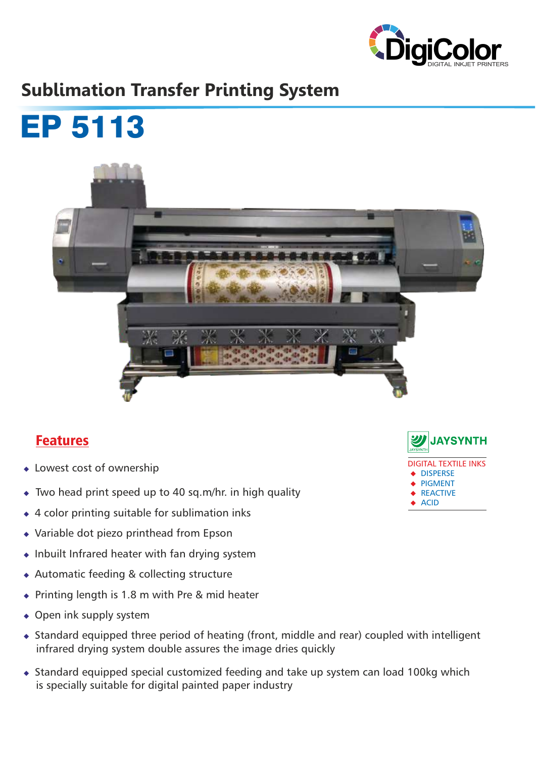DigiColor
DIGITAL INKJET PRINTERS

## Sublimation Transfer Printing System

# EP 5113

## Features

- Lowest cost of ownership
- Two head print speed up to 40 sq.m/hr. in high quality
- 4 color printing suitable for sublimation inks
- Variable dot piezo printhead from Epson
- Inbuilt Infrared heater with fan drying system
- Automatic feeding & collecting structure
- Printing length is 1.8 m with Pre & mid heater
- Open ink supply system
- Standard equipped three period of heating (front, middle and rear) coupled with intelligent infrared drying system double assures the image dries quickly
- Standard equipped special customized feeding and take up system can load 100kg which is specially suitable for digital painted paper industry

JAYSYNTH

DIGITAL TEXTILE INKS
- DISPERSE
- PIGMENT
- REACTIVE
- ACID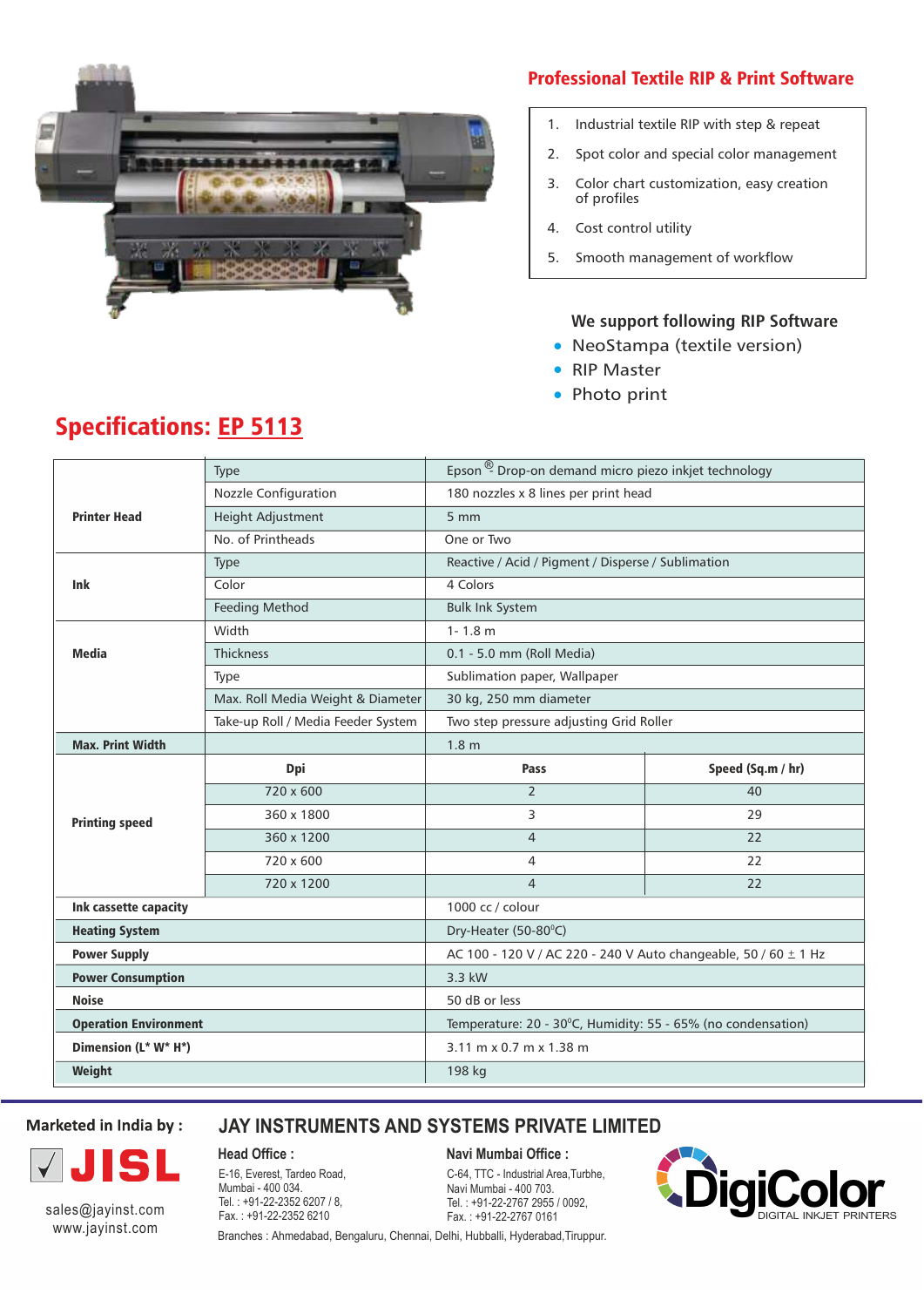## Professional Textile RIP & Print Software

1. Industrial textile RIP with step & repeat
2. Spot color and special color management
3. Color chart customization, easy creation of profiles
4. Cost control utility
5. Smooth management of workflow

**We support following RIP Software**

- NeoStampa (textile version)
- RIP Master
- Photo print

## Specifications: EP 5113

| | | | |
|---|---|---|---|
| **Printer Head** | Type | Epson ® Drop-on demand micro piezo inkjet technology | |
| | Nozzle Configuration | 180 nozzles x 8 lines per print head | |
| | Height Adjustment | 5 mm | |
| | No. of Printheads | One or Two | |
| **Ink** | Type | Reactive / Acid / Pigment / Disperse / Sublimation | |
| | Color | 4 Colors | |
| | Feeding Method | Bulk Ink System | |
| **Media** | Width | 1- 1.8 m | |
| | Thickness | 0.1 - 5.0 mm (Roll Media) | |
| | Type | Sublimation paper, Wallpaper | |
| | Max. Roll Media Weight & Diameter | 30 kg, 250 mm diameter | |
| | Take-up Roll / Media Feeder System | Two step pressure adjusting Grid Roller | |
| **Max. Print Width** | | 1.8 m | |
| **Printing speed** | **Dpi** | **Pass** | **Speed (Sq.m / hr)** |
| | 720 x 600 | 2 | 40 |
| | 360 x 1800 | 3 | 29 |
| | 360 x 1200 | 4 | 22 |
| | 720 x 600 | 4 | 22 |
| | 720 x 1200 | 4 | 22 |
| **Ink cassette capacity** | | 1000 cc / colour | |
| **Heating System** | | Dry-Heater (50-80°C) | |
| **Power Supply** | | AC 100 - 120 V / AC 220 - 240 V Auto changeable, 50 / 60 ± 1 Hz | |
| **Power Consumption** | | 3.3 kW | |
| **Noise** | | 50 dB or less | |
| **Operation Environment** | | Temperature: 20 - 30°C, Humidity: 55 - 65% (no condensation) | |
| **Dimension (L* W* H*)** | | 3.11 m x 0.7 m x 1.38 m | |
| **Weight** | | 198 kg | |

**Marketed in India by :**

JISL

sales@jayinst.com
www.jayinst.com

## JAY INSTRUMENTS AND SYSTEMS PRIVATE LIMITED

**Head Office :**
E-16, Everest, Tardeo Road,
Mumbai - 400 034.
Tel. : +91-22-2352 6207 / 8,
Fax. : +91-22-2352 6210

**Navi Mumbai Office :**
C-64, TTC - Industrial Area,Turbhe,
Navi Mumbai - 400 703.
Tel. : +91-22-2767 2955 / 0092,
Fax. : +91-22-2767 0161

Branches : Ahmedabad, Bengaluru, Chennai, Delhi, Hubballi, Hyderabad,Tiruppur.

DigiColor DIGITAL INKJET PRINTERS